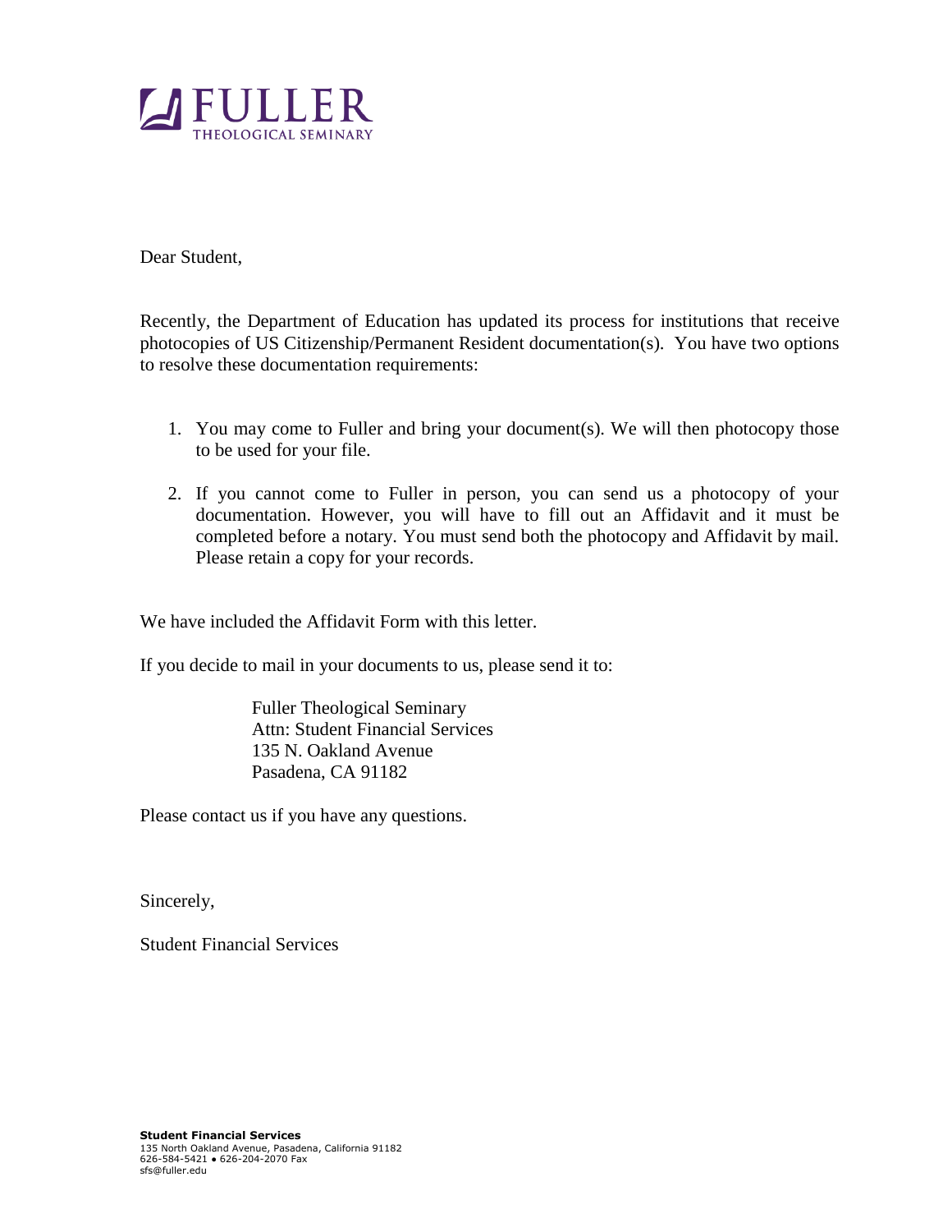# FULLER
THEOLOGICAL SEMINARY

Dear Student,

Recently, the Department of Education has updated its process for institutions that receive photocopies of US Citizenship/Permanent Resident documentation(s). You have two options to resolve these documentation requirements:

1. You may come to Fuller and bring your document(s). We will then photocopy those to be used for your file.

2. If you cannot come to Fuller in person, you can send us a photocopy of your documentation. However, you will have to fill out an Affidavit and it must be completed before a notary. You must send both the photocopy and Affidavit by mail. Please retain a copy for your records.

We have included the Affidavit Form with this letter.

If you decide to mail in your documents to us, please send it to:

Fuller Theological Seminary
Attn: Student Financial Services
135 N. Oakland Avenue
Pasadena, CA 91182

Please contact us if you have any questions.

Sincerely,

Student Financial Services

**Student Financial Services**
135 North Oakland Avenue, Pasadena, California 91182
626-584-5421 • 626-204-2070 Fax
sfs@fuller.edu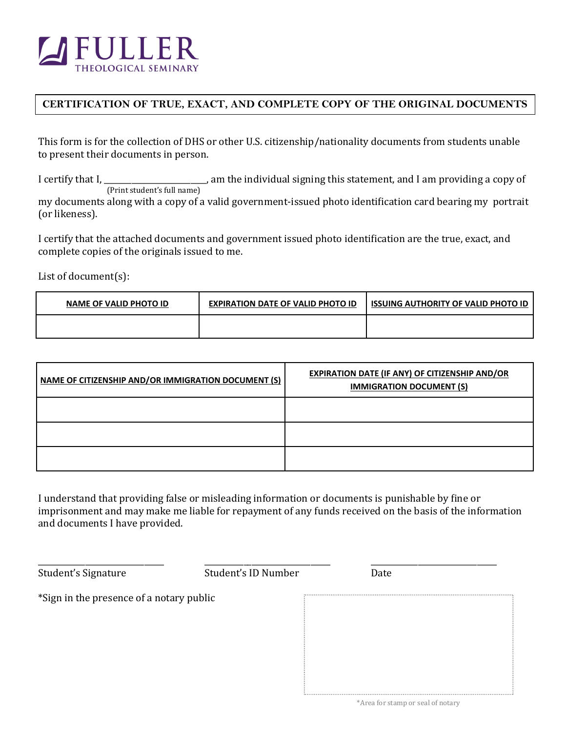FULLER
THEOLOGICAL SEMINARY

## CERTIFICATION OF TRUE, EXACT, AND COMPLETE COPY OF THE ORIGINAL DOCUMENTS

This form is for the collection of DHS or other U.S. citizenship/nationality documents from students unable to present their documents in person.

I certify that I, ________________________, am the individual signing this statement, and I am providing a copy of
(Print student's full name)
my documents along with a copy of a valid government-issued photo identification card bearing my portrait (or likeness).

I certify that the attached documents and government issued photo identification are the true, exact, and complete copies of the originals issued to me.

List of document(s):

| NAME OF VALID PHOTO ID | EXPIRATION DATE OF VALID PHOTO ID | ISSUING AUTHORITY OF VALID PHOTO ID |
|---|---|---|
| | | |

| NAME OF CITIZENSHIP AND/OR IMMIGRATION DOCUMENT (S) | EXPIRATION DATE (IF ANY) OF CITIZENSHIP AND/OR IMMIGRATION DOCUMENT (S) |
|---|---|
| | |
| | |
| | |

I understand that providing false or misleading information or documents is punishable by fine or imprisonment and may make me liable for repayment of any funds received on the basis of the information and documents I have provided.

______________________________ ______________________________ ______________________________

Student's Signature Student's ID Number Date

*Sign in the presence of a notary public

*Area for stamp or seal of notary